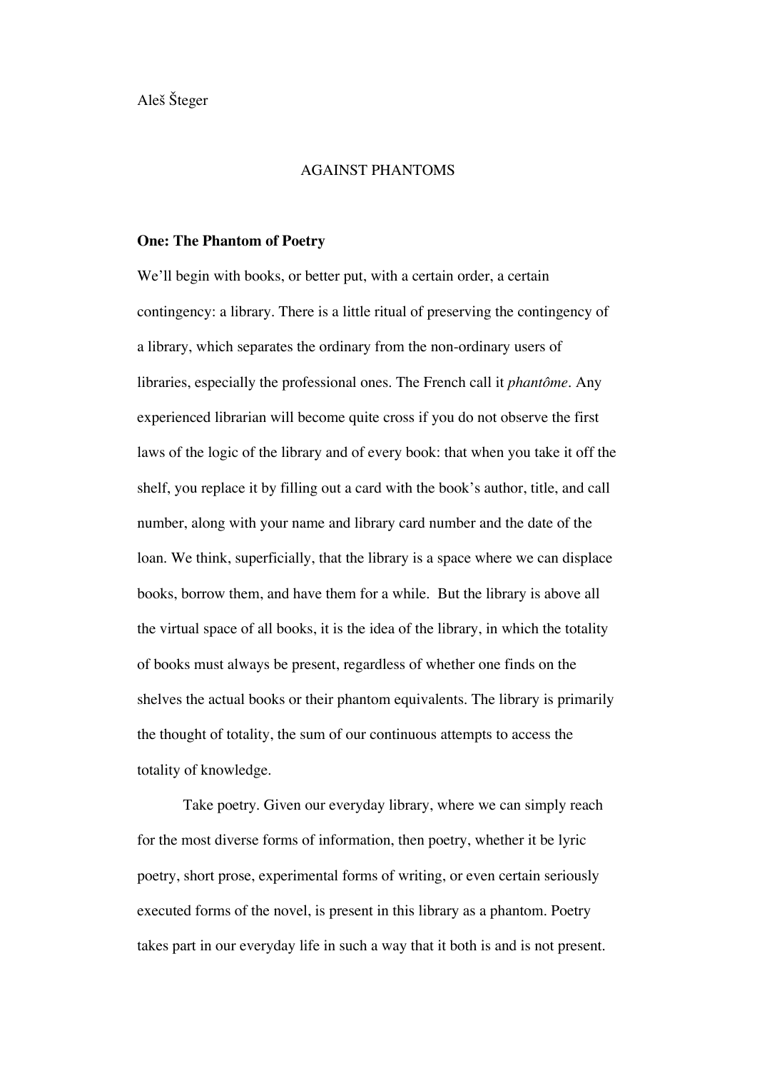Aleš Šteger

# AGAINST PHANTOMS

## One: The Phantom of Poetry

We'll begin with books, or better put, with a certain order, a certain contingency: a library. There is a little ritual of preserving the contingency of a library, which separates the ordinary from the non-ordinary users of libraries, especially the professional ones. The French call it *phantôme*. Any experienced librarian will become quite cross if you do not observe the first laws of the logic of the library and of every book: that when you take it off the shelf, you replace it by filling out a card with the book's author, title, and call number, along with your name and library card number and the date of the loan. We think, superficially, that the library is a space where we can displace books, borrow them, and have them for a while. But the library is above all the virtual space of all books, it is the idea of the library, in which the totality of books must always be present, regardless of whether one finds on the shelves the actual books or their phantom equivalents. The library is primarily the thought of totality, the sum of our continuous attempts to access the totality of knowledge.

Take poetry. Given our everyday library, where we can simply reach for the most diverse forms of information, then poetry, whether it be lyric poetry, short prose, experimental forms of writing, or even certain seriously executed forms of the novel, is present in this library as a phantom. Poetry takes part in our everyday life in such a way that it both is and is not present.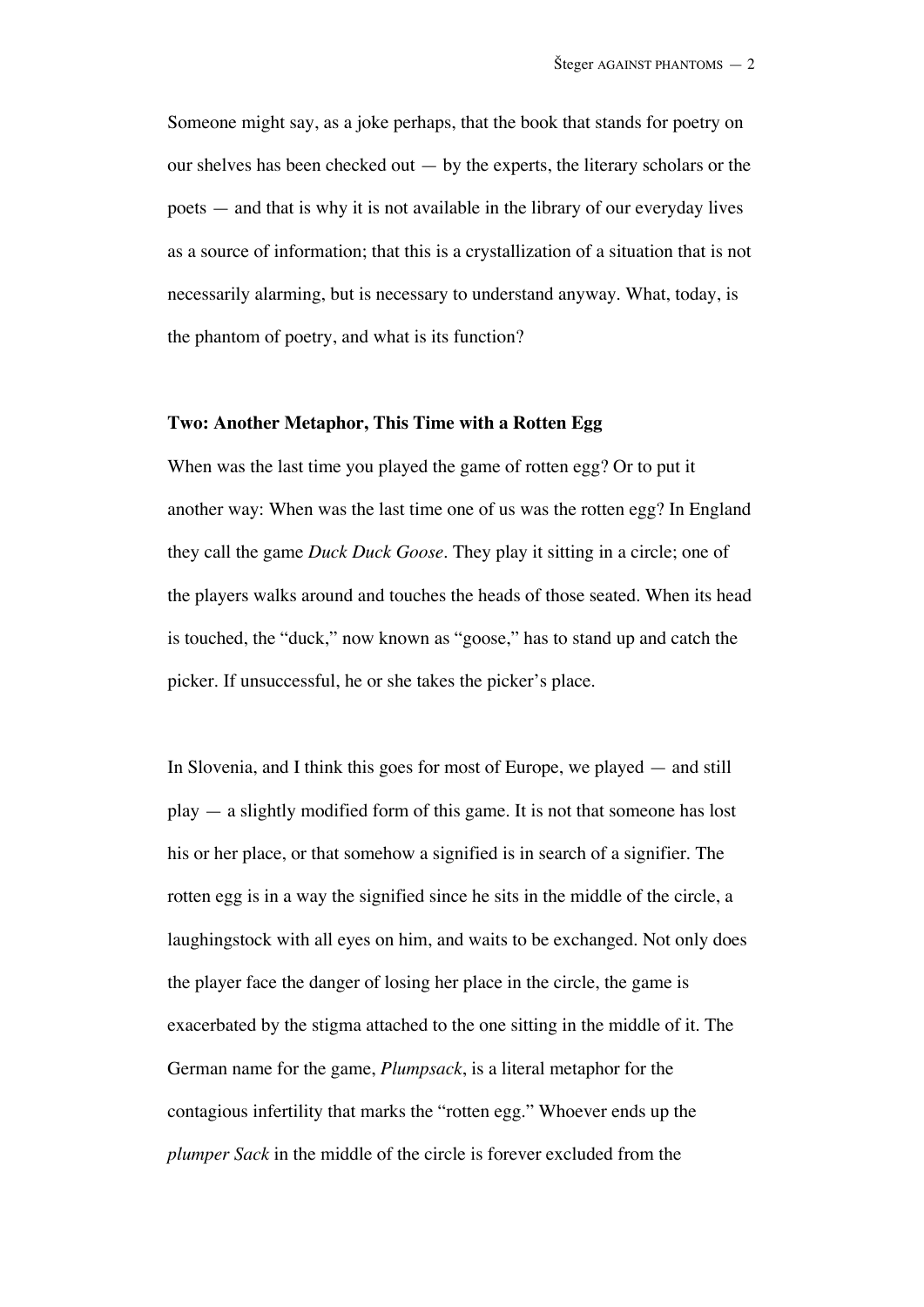Someone might say, as a joke perhaps, that the book that stands for poetry on our shelves has been checked out — by the experts, the literary scholars or the poets — and that is why it is not available in the library of our everyday lives as a source of information; that this is a crystallization of a situation that is not necessarily alarming, but is necessary to understand anyway. What, today, is the phantom of poetry, and what is its function?

## Two: Another Metaphor, This Time with a Rotten Egg

When was the last time you played the game of rotten egg? Or to put it another way: When was the last time one of us was the rotten egg? In England they call the game *Duck Duck Goose*. They play it sitting in a circle; one of the players walks around and touches the heads of those seated. When its head is touched, the "duck," now known as "goose," has to stand up and catch the picker. If unsuccessful, he or she takes the picker's place.

In Slovenia, and I think this goes for most of Europe, we played — and still play — a slightly modified form of this game. It is not that someone has lost his or her place, or that somehow a signified is in search of a signifier. The rotten egg is in a way the signified since he sits in the middle of the circle, a laughingstock with all eyes on him, and waits to be exchanged. Not only does the player face the danger of losing her place in the circle, the game is exacerbated by the stigma attached to the one sitting in the middle of it. The German name for the game, *Plumpsack*, is a literal metaphor for the contagious infertility that marks the "rotten egg." Whoever ends up the *plumper Sack* in the middle of the circle is forever excluded from the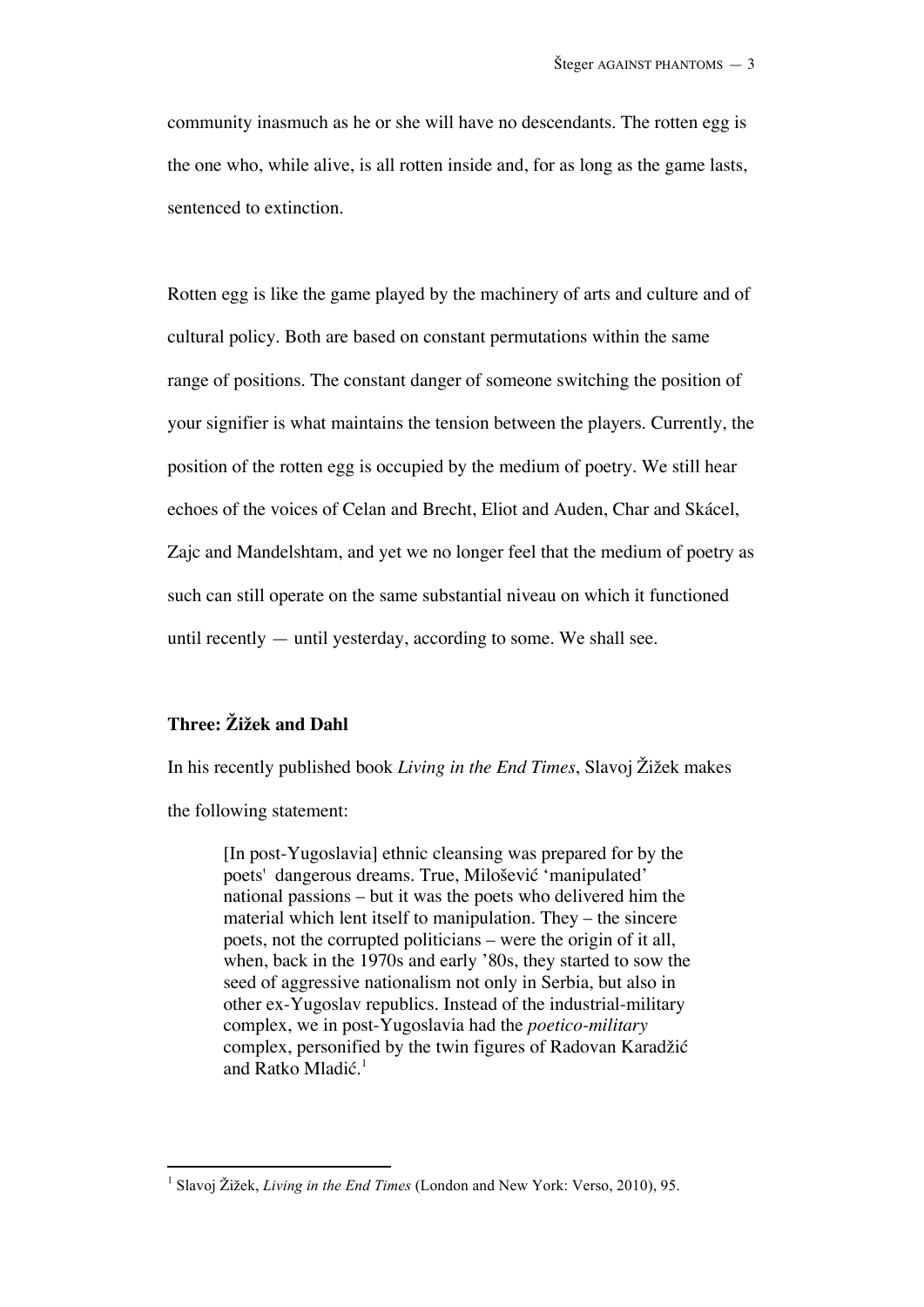community inasmuch as he or she will have no descendants. The rotten egg is the one who, while alive, is all rotten inside and, for as long as the game lasts, sentenced to extinction.

Rotten egg is like the game played by the machinery of arts and culture and of cultural policy. Both are based on constant permutations within the same range of positions. The constant danger of someone switching the position of your signifier is what maintains the tension between the players. Currently, the position of the rotten egg is occupied by the medium of poetry. We still hear echoes of the voices of Celan and Brecht, Eliot and Auden, Char and Skácel, Zajc and Mandelshtam, and yet we no longer feel that the medium of poetry as such can still operate on the same substantial niveau on which it functioned until recently — until yesterday, according to some. We shall see.

## Three: Žižek and Dahl

In his recently published book *Living in the End Times*, Slavoj Žižek makes the following statement:

> [In post-Yugoslavia] ethnic cleansing was prepared for by the poets' dangerous dreams. True, Milošević 'manipulated' national passions – but it was the poets who delivered him the material which lent itself to manipulation. They – the sincere poets, not the corrupted politicians – were the origin of it all, when, back in the 1970s and early '80s, they started to sow the seed of aggressive nationalism not only in Serbia, but also in other ex-Yugoslav republics. Instead of the industrial-military complex, we in post-Yugoslavia had the *poetico-military* complex, personified by the twin figures of Radovan Karadžić and Ratko Mladić.[1]

---

[1] Slavoj Žižek, *Living in the End Times* (London and New York: Verso, 2010), 95.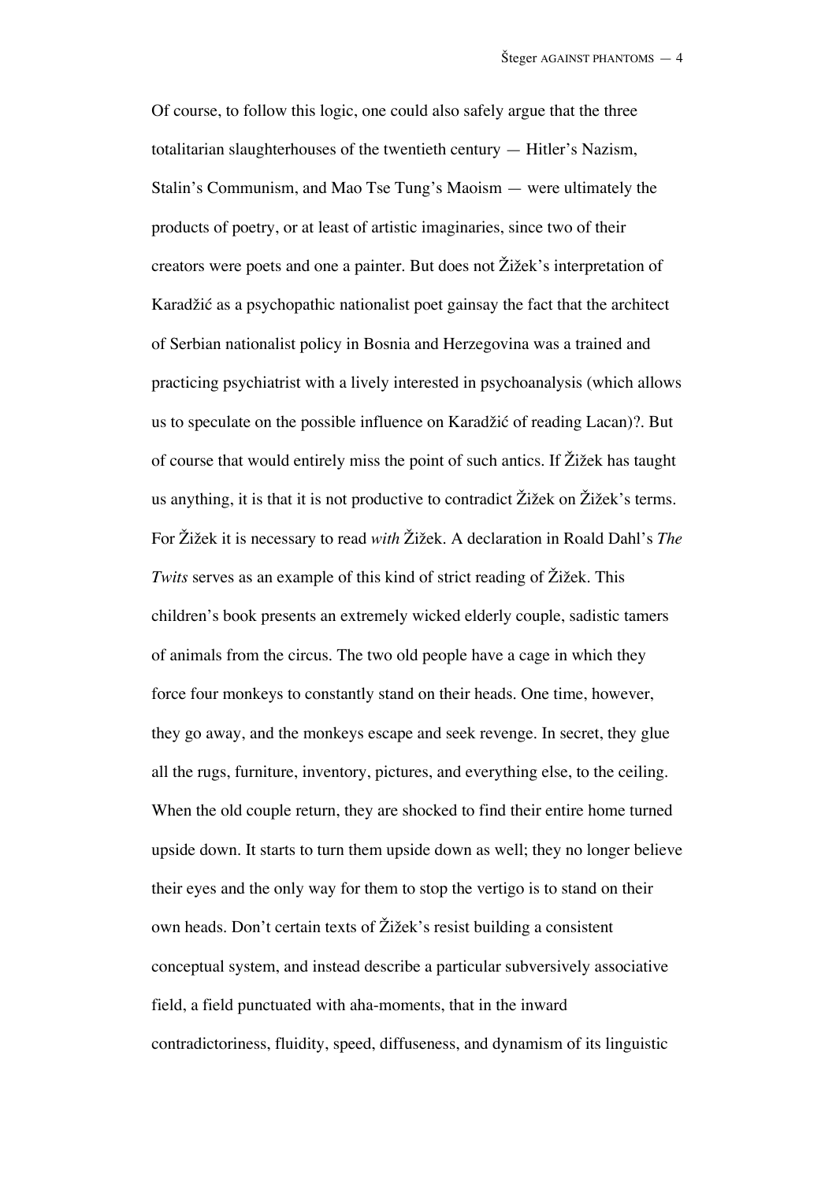Of course, to follow this logic, one could also safely argue that the three totalitarian slaughterhouses of the twentieth century — Hitler's Nazism, Stalin's Communism, and Mao Tse Tung's Maoism — were ultimately the products of poetry, or at least of artistic imaginaries, since two of their creators were poets and one a painter. But does not Žižek's interpretation of Karadžić as a psychopathic nationalist poet gainsay the fact that the architect of Serbian nationalist policy in Bosnia and Herzegovina was a trained and practicing psychiatrist with a lively interested in psychoanalysis (which allows us to speculate on the possible influence on Karadžić of reading Lacan)?. But of course that would entirely miss the point of such antics. If Žižek has taught us anything, it is that it is not productive to contradict Žižek on Žižek's terms. For Žižek it is necessary to read *with* Žižek. A declaration in Roald Dahl's *The Twits* serves as an example of this kind of strict reading of Žižek. This children's book presents an extremely wicked elderly couple, sadistic tamers of animals from the circus. The two old people have a cage in which they force four monkeys to constantly stand on their heads. One time, however, they go away, and the monkeys escape and seek revenge. In secret, they glue all the rugs, furniture, inventory, pictures, and everything else, to the ceiling. When the old couple return, they are shocked to find their entire home turned upside down. It starts to turn them upside down as well; they no longer believe their eyes and the only way for them to stop the vertigo is to stand on their own heads. Don't certain texts of Žižek's resist building a consistent conceptual system, and instead describe a particular subversively associative field, a field punctuated with aha-moments, that in the inward contradictoriness, fluidity, speed, diffuseness, and dynamism of its linguistic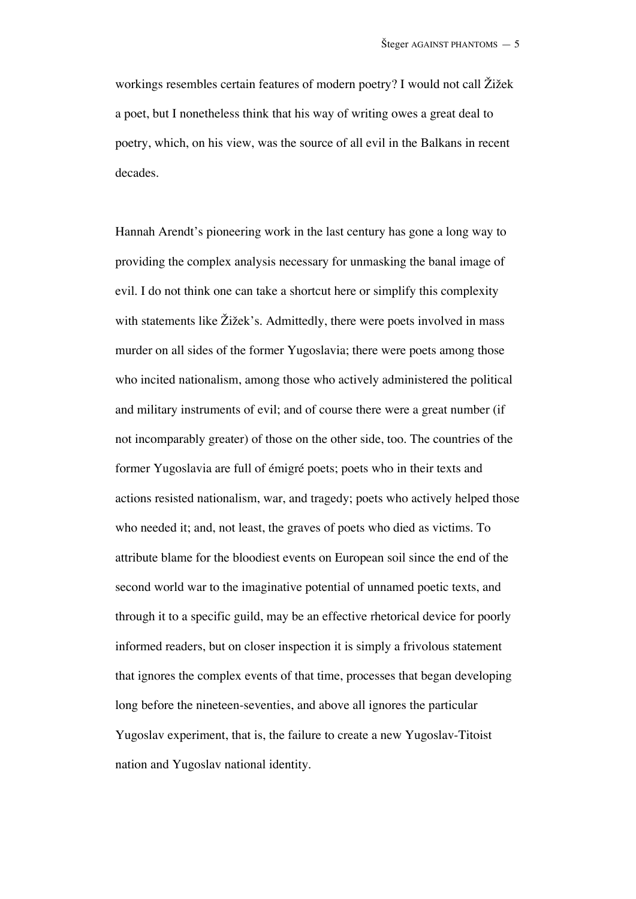workings resembles certain features of modern poetry? I would not call Žižek a poet, but I nonetheless think that his way of writing owes a great deal to poetry, which, on his view, was the source of all evil in the Balkans in recent decades.

Hannah Arendt's pioneering work in the last century has gone a long way to providing the complex analysis necessary for unmasking the banal image of evil. I do not think one can take a shortcut here or simplify this complexity with statements like Žižek's. Admittedly, there were poets involved in mass murder on all sides of the former Yugoslavia; there were poets among those who incited nationalism, among those who actively administered the political and military instruments of evil; and of course there were a great number (if not incomparably greater) of those on the other side, too. The countries of the former Yugoslavia are full of émigré poets; poets who in their texts and actions resisted nationalism, war, and tragedy; poets who actively helped those who needed it; and, not least, the graves of poets who died as victims. To attribute blame for the bloodiest events on European soil since the end of the second world war to the imaginative potential of unnamed poetic texts, and through it to a specific guild, may be an effective rhetorical device for poorly informed readers, but on closer inspection it is simply a frivolous statement that ignores the complex events of that time, processes that began developing long before the nineteen-seventies, and above all ignores the particular Yugoslav experiment, that is, the failure to create a new Yugoslav-Titoist nation and Yugoslav national identity.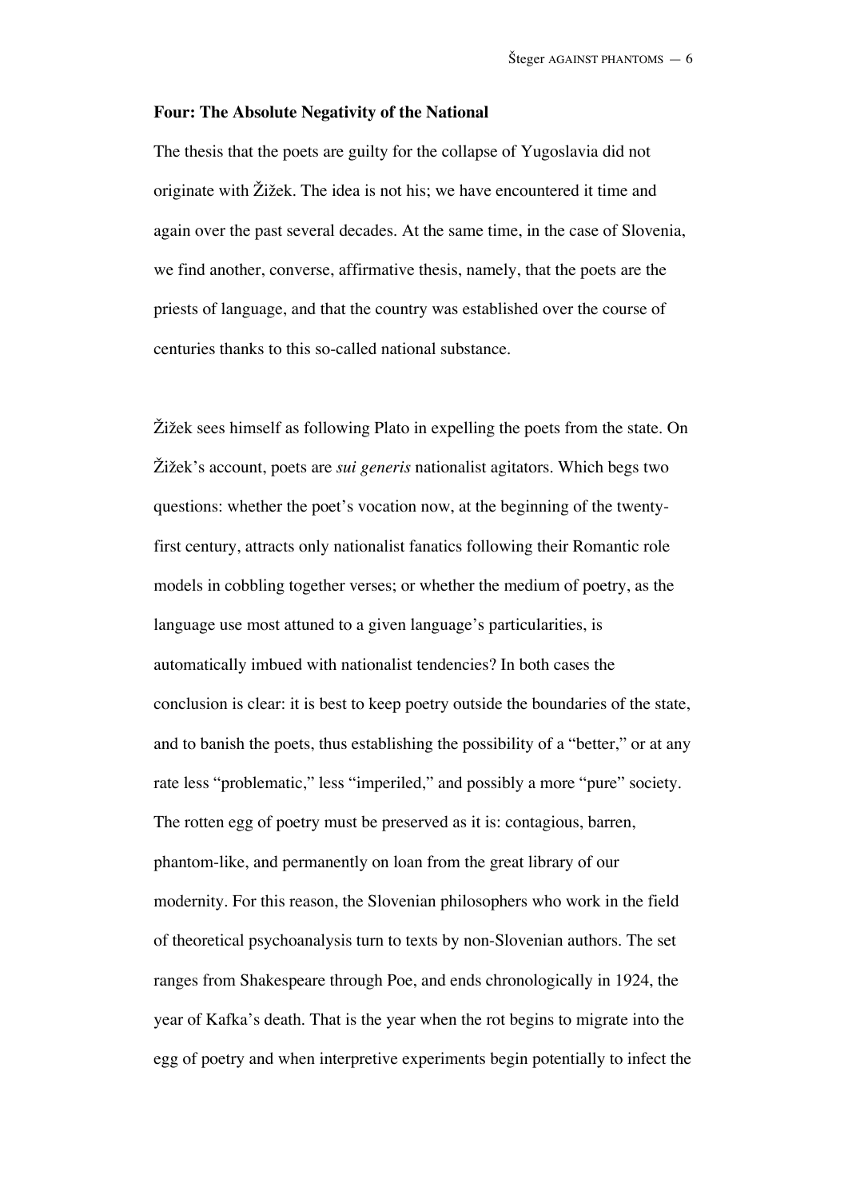**Four: The Absolute Negativity of the National**

The thesis that the poets are guilty for the collapse of Yugoslavia did not originate with Žižek. The idea is not his; we have encountered it time and again over the past several decades. At the same time, in the case of Slovenia, we find another, converse, affirmative thesis, namely, that the poets are the priests of language, and that the country was established over the course of centuries thanks to this so-called national substance.

Žižek sees himself as following Plato in expelling the poets from the state. On Žižek's account, poets are *sui generis* nationalist agitators. Which begs two questions: whether the poet's vocation now, at the beginning of the twenty-first century, attracts only nationalist fanatics following their Romantic role models in cobbling together verses; or whether the medium of poetry, as the language use most attuned to a given language's particularities, is automatically imbued with nationalist tendencies? In both cases the conclusion is clear: it is best to keep poetry outside the boundaries of the state, and to banish the poets, thus establishing the possibility of a "better," or at any rate less "problematic," less "imperiled," and possibly a more "pure" society. The rotten egg of poetry must be preserved as it is: contagious, barren, phantom-like, and permanently on loan from the great library of our modernity. For this reason, the Slovenian philosophers who work in the field of theoretical psychoanalysis turn to texts by non-Slovenian authors. The set ranges from Shakespeare through Poe, and ends chronologically in 1924, the year of Kafka's death. That is the year when the rot begins to migrate into the egg of poetry and when interpretive experiments begin potentially to infect the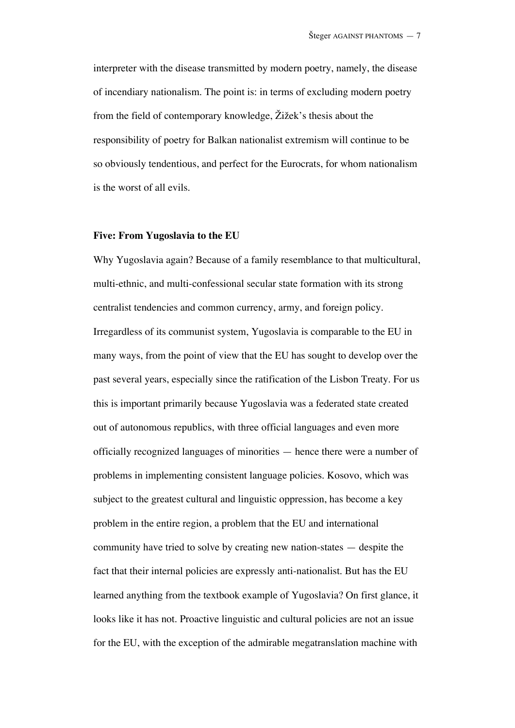interpreter with the disease transmitted by modern poetry, namely, the disease of incendiary nationalism. The point is: in terms of excluding modern poetry from the field of contemporary knowledge, Žižek's thesis about the responsibility of poetry for Balkan nationalist extremism will continue to be so obviously tendentious, and perfect for the Eurocrats, for whom nationalism is the worst of all evils.

**Five: From Yugoslavia to the EU**

Why Yugoslavia again? Because of a family resemblance to that multicultural, multi-ethnic, and multi-confessional secular state formation with its strong centralist tendencies and common currency, army, and foreign policy. Irregardless of its communist system, Yugoslavia is comparable to the EU in many ways, from the point of view that the EU has sought to develop over the past several years, especially since the ratification of the Lisbon Treaty. For us this is important primarily because Yugoslavia was a federated state created out of autonomous republics, with three official languages and even more officially recognized languages of minorities — hence there were a number of problems in implementing consistent language policies. Kosovo, which was subject to the greatest cultural and linguistic oppression, has become a key problem in the entire region, a problem that the EU and international community have tried to solve by creating new nation-states — despite the fact that their internal policies are expressly anti-nationalist. But has the EU learned anything from the textbook example of Yugoslavia? On first glance, it looks like it has not. Proactive linguistic and cultural policies are not an issue for the EU, with the exception of the admirable megatranslation machine with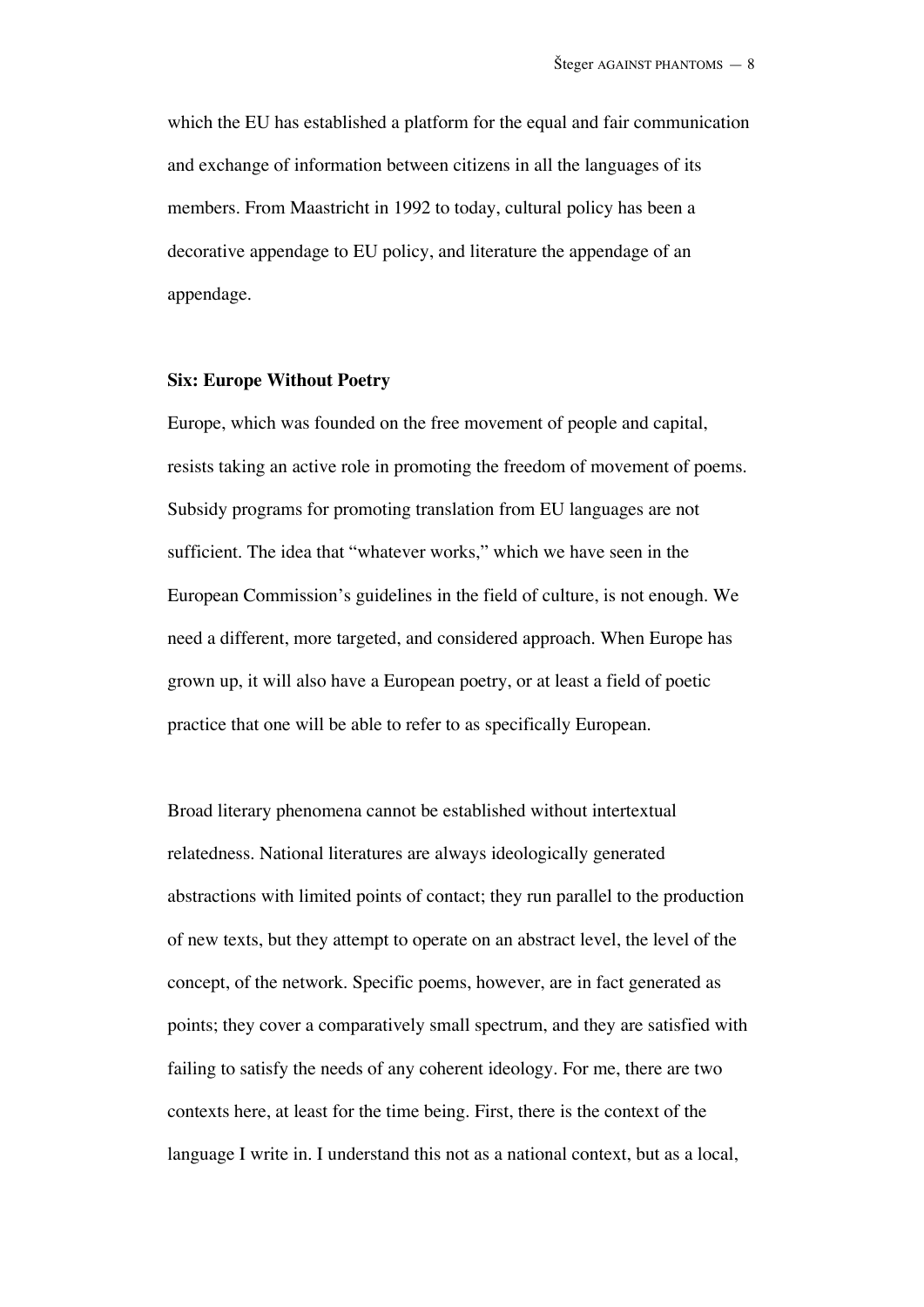which the EU has established a platform for the equal and fair communication and exchange of information between citizens in all the languages of its members. From Maastricht in 1992 to today, cultural policy has been a decorative appendage to EU policy, and literature the appendage of an appendage.

**Six: Europe Without Poetry**

Europe, which was founded on the free movement of people and capital, resists taking an active role in promoting the freedom of movement of poems. Subsidy programs for promoting translation from EU languages are not sufficient. The idea that "whatever works," which we have seen in the European Commission's guidelines in the field of culture, is not enough. We need a different, more targeted, and considered approach. When Europe has grown up, it will also have a European poetry, or at least a field of poetic practice that one will be able to refer to as specifically European.

Broad literary phenomena cannot be established without intertextual relatedness. National literatures are always ideologically generated abstractions with limited points of contact; they run parallel to the production of new texts, but they attempt to operate on an abstract level, the level of the concept, of the network. Specific poems, however, are in fact generated as points; they cover a comparatively small spectrum, and they are satisfied with failing to satisfy the needs of any coherent ideology. For me, there are two contexts here, at least for the time being. First, there is the context of the language I write in. I understand this not as a national context, but as a local,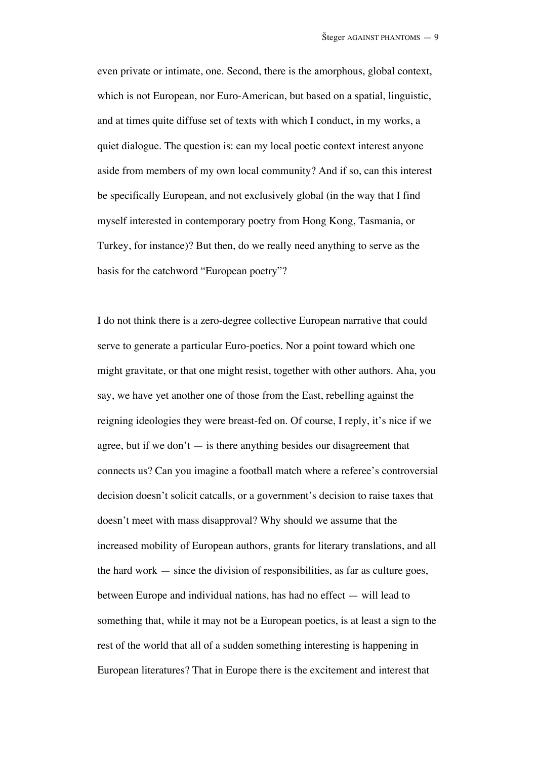even private or intimate, one. Second, there is the amorphous, global context, which is not European, nor Euro-American, but based on a spatial, linguistic, and at times quite diffuse set of texts with which I conduct, in my works, a quiet dialogue. The question is: can my local poetic context interest anyone aside from members of my own local community? And if so, can this interest be specifically European, and not exclusively global (in the way that I find myself interested in contemporary poetry from Hong Kong, Tasmania, or Turkey, for instance)? But then, do we really need anything to serve as the basis for the catchword "European poetry"?

I do not think there is a zero-degree collective European narrative that could serve to generate a particular Euro-poetics. Nor a point toward which one might gravitate, or that one might resist, together with other authors. Aha, you say, we have yet another one of those from the East, rebelling against the reigning ideologies they were breast-fed on. Of course, I reply, it's nice if we agree, but if we don't — is there anything besides our disagreement that connects us? Can you imagine a football match where a referee's controversial decision doesn't solicit catcalls, or a government's decision to raise taxes that doesn't meet with mass disapproval? Why should we assume that the increased mobility of European authors, grants for literary translations, and all the hard work — since the division of responsibilities, as far as culture goes, between Europe and individual nations, has had no effect — will lead to something that, while it may not be a European poetics, is at least a sign to the rest of the world that all of a sudden something interesting is happening in European literatures? That in Europe there is the excitement and interest that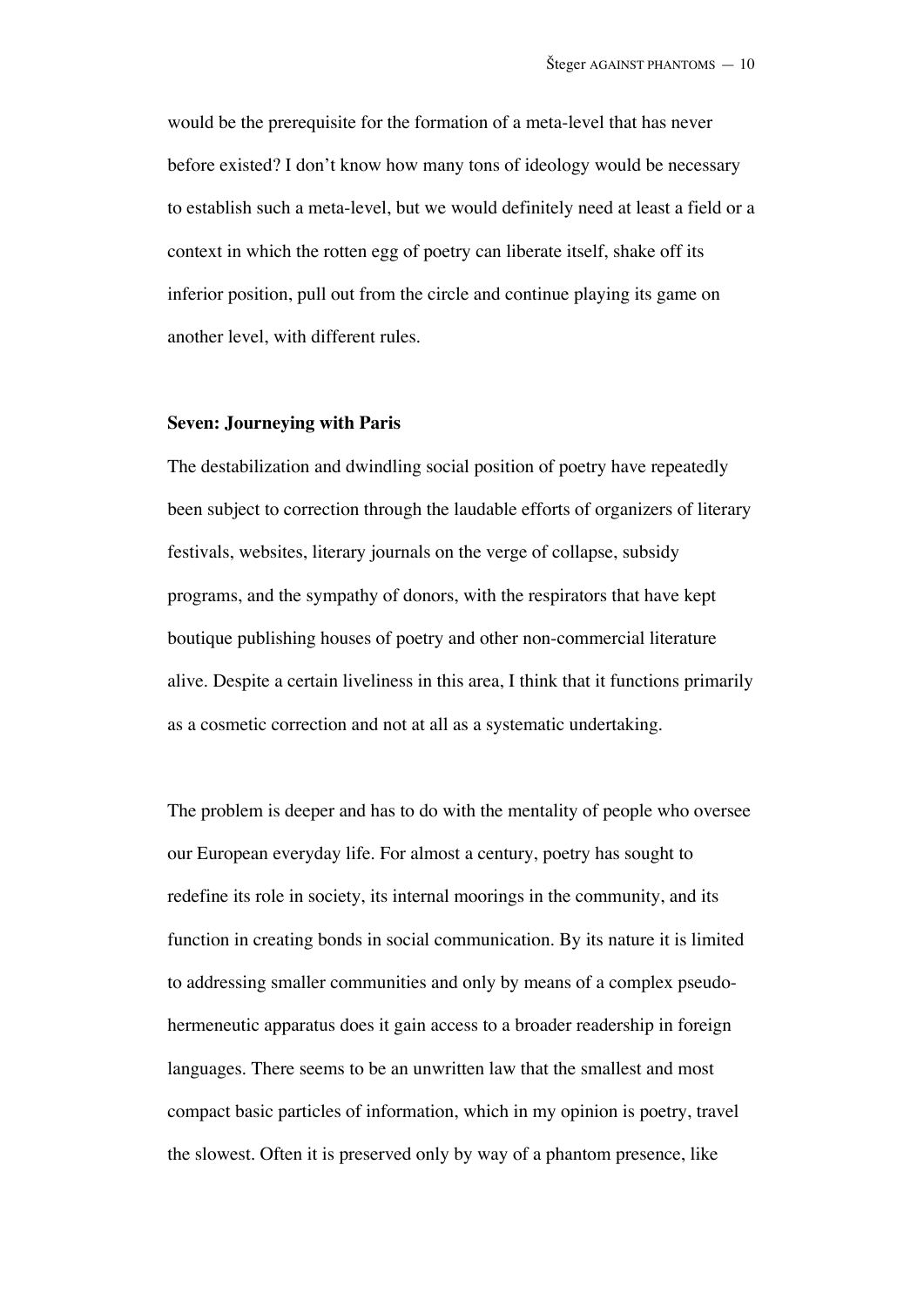would be the prerequisite for the formation of a meta-level that has never before existed? I don't know how many tons of ideology would be necessary to establish such a meta-level, but we would definitely need at least a field or a context in which the rotten egg of poetry can liberate itself, shake off its inferior position, pull out from the circle and continue playing its game on another level, with different rules.

**Seven: Journeying with Paris**

The destabilization and dwindling social position of poetry have repeatedly been subject to correction through the laudable efforts of organizers of literary festivals, websites, literary journals on the verge of collapse, subsidy programs, and the sympathy of donors, with the respirators that have kept boutique publishing houses of poetry and other non-commercial literature alive. Despite a certain liveliness in this area, I think that it functions primarily as a cosmetic correction and not at all as a systematic undertaking.

The problem is deeper and has to do with the mentality of people who oversee our European everyday life. For almost a century, poetry has sought to redefine its role in society, its internal moorings in the community, and its function in creating bonds in social communication. By its nature it is limited to addressing smaller communities and only by means of a complex pseudo-hermeneutic apparatus does it gain access to a broader readership in foreign languages. There seems to be an unwritten law that the smallest and most compact basic particles of information, which in my opinion is poetry, travel the slowest. Often it is preserved only by way of a phantom presence, like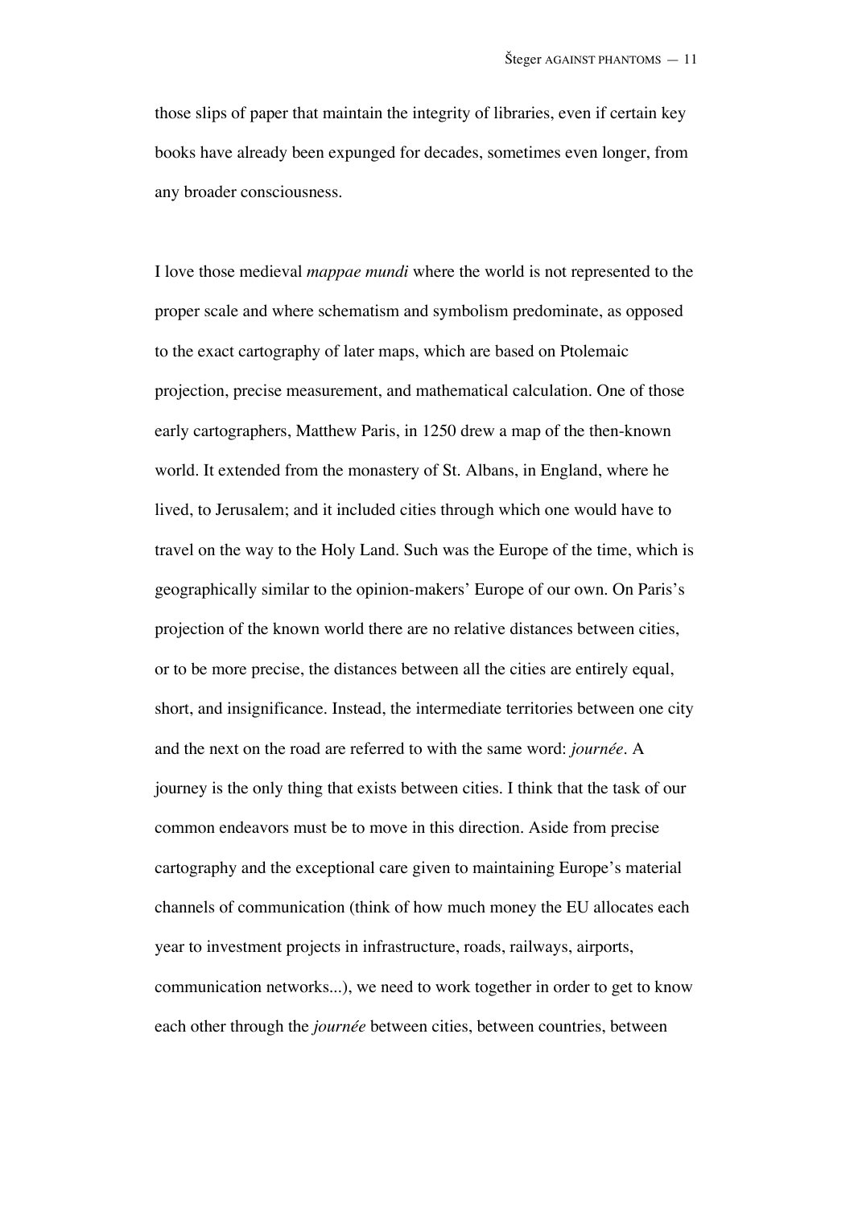those slips of paper that maintain the integrity of libraries, even if certain key books have already been expunged for decades, sometimes even longer, from any broader consciousness.

I love those medieval *mappae mundi* where the world is not represented to the proper scale and where schematism and symbolism predominate, as opposed to the exact cartography of later maps, which are based on Ptolemaic projection, precise measurement, and mathematical calculation. One of those early cartographers, Matthew Paris, in 1250 drew a map of the then-known world. It extended from the monastery of St. Albans, in England, where he lived, to Jerusalem; and it included cities through which one would have to travel on the way to the Holy Land. Such was the Europe of the time, which is geographically similar to the opinion-makers' Europe of our own. On Paris's projection of the known world there are no relative distances between cities, or to be more precise, the distances between all the cities are entirely equal, short, and insignificance. Instead, the intermediate territories between one city and the next on the road are referred to with the same word: *journée*. A journey is the only thing that exists between cities. I think that the task of our common endeavors must be to move in this direction. Aside from precise cartography and the exceptional care given to maintaining Europe's material channels of communication (think of how much money the EU allocates each year to investment projects in infrastructure, roads, railways, airports, communication networks...), we need to work together in order to get to know each other through the *journée* between cities, between countries, between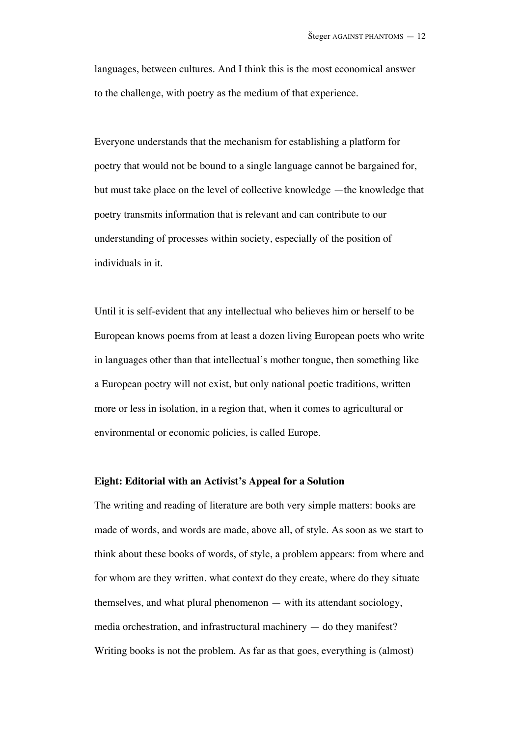languages, between cultures. And I think this is the most economical answer to the challenge, with poetry as the medium of that experience.

Everyone understands that the mechanism for establishing a platform for poetry that would not be bound to a single language cannot be bargained for, but must take place on the level of collective knowledge —the knowledge that poetry transmits information that is relevant and can contribute to our understanding of processes within society, especially of the position of individuals in it.

Until it is self-evident that any intellectual who believes him or herself to be European knows poems from at least a dozen living European poets who write in languages other than that intellectual's mother tongue, then something like a European poetry will not exist, but only national poetic traditions, written more or less in isolation, in a region that, when it comes to agricultural or environmental or economic policies, is called Europe.

**Eight: Editorial with an Activist's Appeal for a Solution**

The writing and reading of literature are both very simple matters: books are made of words, and words are made, above all, of style. As soon as we start to think about these books of words, of style, a problem appears: from where and for whom are they written. what context do they create, where do they situate themselves, and what plural phenomenon — with its attendant sociology, media orchestration, and infrastructural machinery — do they manifest? Writing books is not the problem. As far as that goes, everything is (almost)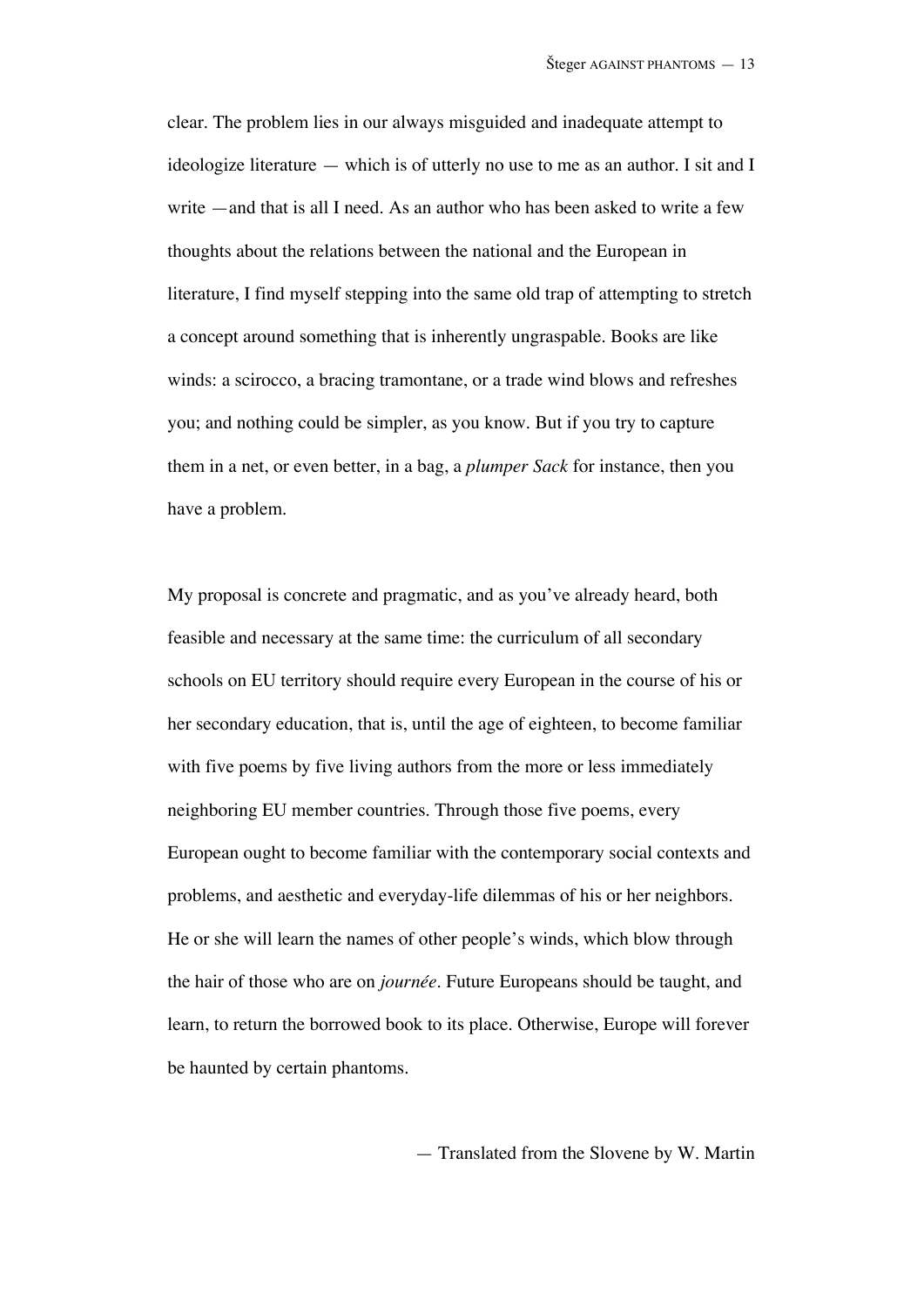clear. The problem lies in our always misguided and inadequate attempt to ideologize literature — which is of utterly no use to me as an author. I sit and I write —and that is all I need. As an author who has been asked to write a few thoughts about the relations between the national and the European in literature, I find myself stepping into the same old trap of attempting to stretch a concept around something that is inherently ungraspable. Books are like winds: a scirocco, a bracing tramontane, or a trade wind blows and refreshes you; and nothing could be simpler, as you know. But if you try to capture them in a net, or even better, in a bag, a *plumper Sack* for instance, then you have a problem.

My proposal is concrete and pragmatic, and as you've already heard, both feasible and necessary at the same time: the curriculum of all secondary schools on EU territory should require every European in the course of his or her secondary education, that is, until the age of eighteen, to become familiar with five poems by five living authors from the more or less immediately neighboring EU member countries. Through those five poems, every European ought to become familiar with the contemporary social contexts and problems, and aesthetic and everyday-life dilemmas of his or her neighbors. He or she will learn the names of other people's winds, which blow through the hair of those who are on *journée*. Future Europeans should be taught, and learn, to return the borrowed book to its place. Otherwise, Europe will forever be haunted by certain phantoms.

— Translated from the Slovene by W. Martin